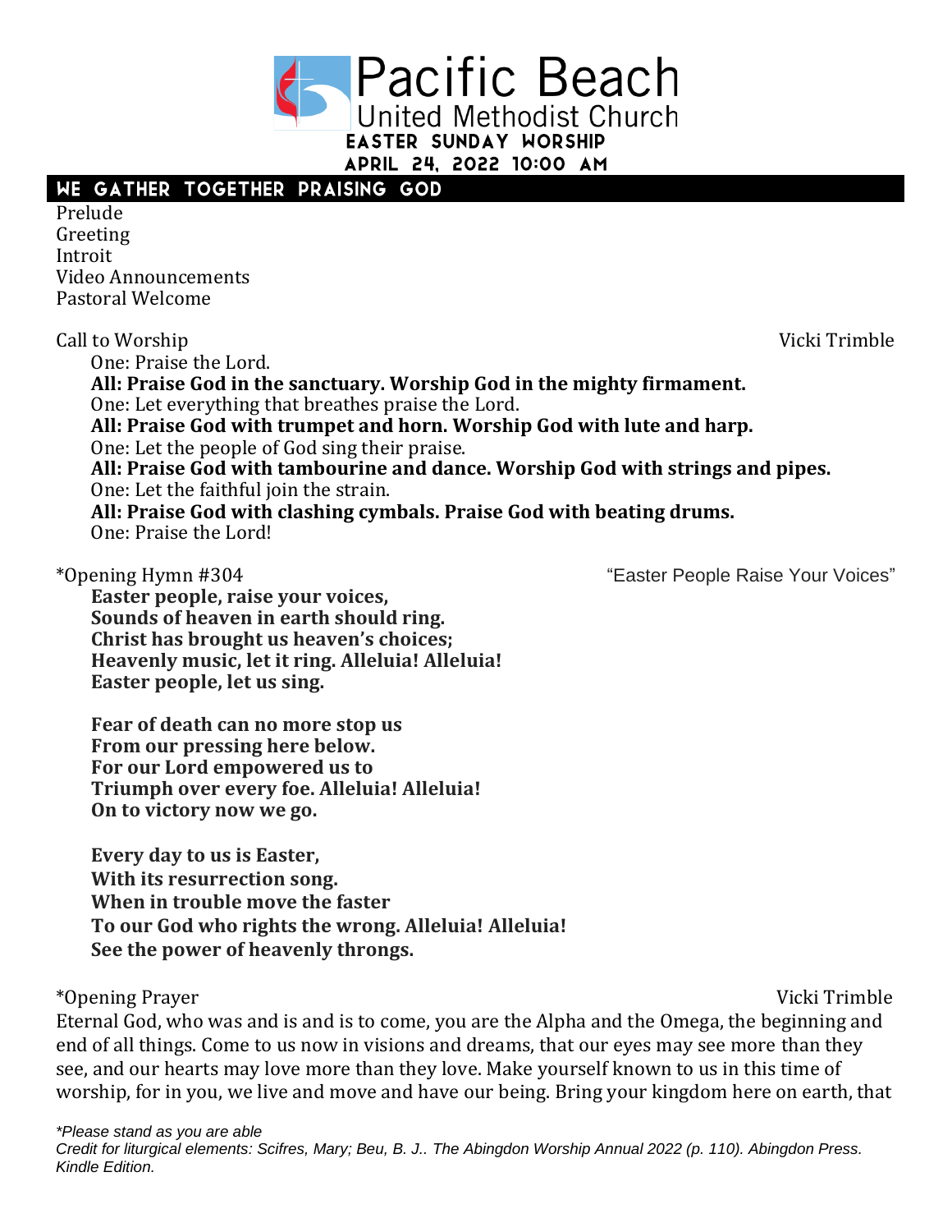# Pacific Beach
## United Methodist Church
### Easter Sunday Worship
### April 24, 2022 10:00 AM

## We Gather Together Praising God

Prelude
Greeting
Introit
Video Announcements
Pastoral Welcome

Call to Worship — Vicki Trimble

One: Praise the Lord.
**All: Praise God in the sanctuary. Worship God in the mighty firmament.**
One: Let everything that breathes praise the Lord.
**All: Praise God with trumpet and horn. Worship God with lute and harp.**
One: Let the people of God sing their praise.
**All: Praise God with tambourine and dance. Worship God with strings and pipes.**
One: Let the faithful join the strain.
**All: Praise God with clashing cymbals. Praise God with beating drums.**
One: Praise the Lord!

*Opening Hymn #304 — "Easter People Raise Your Voices"

**Easter people, raise your voices,**
**Sounds of heaven in earth should ring.**
**Christ has brought us heaven's choices;**
**Heavenly music, let it ring. Alleluia! Alleluia!**
**Easter people, let us sing.**

**Fear of death can no more stop us**
**From our pressing here below.**
**For our Lord empowered us to**
**Triumph over every foe. Alleluia! Alleluia!**
**On to victory now we go.**

**Every day to us is Easter,**
**With its resurrection song.**
**When in trouble move the faster**
**To our God who rights the wrong. Alleluia! Alleluia!**
**See the power of heavenly throngs.**

*Opening Prayer — Vicki Trimble

Eternal God, who was and is and is to come, you are the Alpha and the Omega, the beginning and end of all things. Come to us now in visions and dreams, that our eyes may see more than they see, and our hearts may love more than they love. Make yourself known to us in this time of worship, for in you, we live and move and have our being. Bring your kingdom here on earth, that

*\*Please stand as you are able*
*Credit for liturgical elements: Scifres, Mary; Beu, B. J.. The Abingdon Worship Annual 2022 (p. 110). Abingdon Press. Kindle Edition.*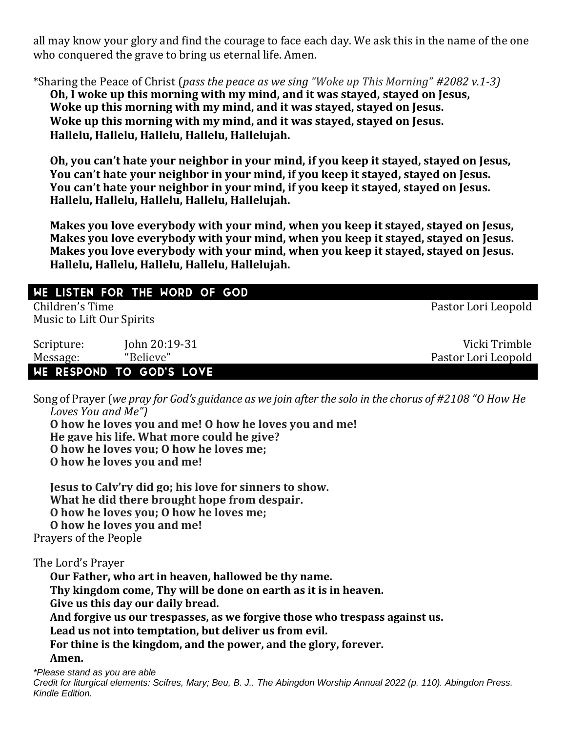all may know your glory and find the courage to face each day. We ask this in the name of the one who conquered the grave to bring us eternal life. Amen.

*Sharing the Peace of Christ (*pass the peace as we sing "Woke up This Morning" #2082 v.1-3)*

**Oh, I woke up this morning with my mind, and it was stayed, stayed on Jesus,**
**Woke up this morning with my mind, and it was stayed, stayed on Jesus.**
**Woke up this morning with my mind, and it was stayed, stayed on Jesus.**
**Hallelu, Hallelu, Hallelu, Hallelu, Hallelujah.**

**Oh, you can't hate your neighbor in your mind, if you keep it stayed, stayed on Jesus,**
**You can't hate your neighbor in your mind, if you keep it stayed, stayed on Jesus.**
**You can't hate your neighbor in your mind, if you keep it stayed, stayed on Jesus.**
**Hallelu, Hallelu, Hallelu, Hallelu, Hallelujah.**

**Makes you love everybody with your mind, when you keep it stayed, stayed on Jesus,**
**Makes you love everybody with your mind, when you keep it stayed, stayed on Jesus.**
**Makes you love everybody with your mind, when you keep it stayed, stayed on Jesus.**
**Hallelu, Hallelu, Hallelu, Hallelu, Hallelujah.**

## We Listen for the Word of God

Children's Time — Pastor Lori Leopold

Music to Lift Our Spirits

Scripture: John 20:19-31 — Vicki Trimble

Message: "Believe" — Pastor Lori Leopold

## We Respond to God's Love

Song of Prayer (*we pray for God's guidance as we join after the solo in the chorus of #2108 "O How He Loves You and Me")*

**O how he loves you and me! O how he loves you and me!**
**He gave his life. What more could he give?**
**O how he loves you; O how he loves me;**
**O how he loves you and me!**

**Jesus to Calv'ry did go; his love for sinners to show.**
**What he did there brought hope from despair.**
**O how he loves you; O how he loves me;**
**O how he loves you and me!**

Prayers of the People

The Lord's Prayer

**Our Father, who art in heaven, hallowed be thy name.**
**Thy kingdom come, Thy will be done on earth as it is in heaven.**
**Give us this day our daily bread.**
**And forgive us our trespasses, as we forgive those who trespass against us.**
**Lead us not into temptation, but deliver us from evil.**
**For thine is the kingdom, and the power, and the glory, forever.**
**Amen.**

*\*Please stand as you are able*

*Credit for liturgical elements: Scifres, Mary; Beu, B. J.. The Abingdon Worship Annual 2022 (p. 110). Abingdon Press. Kindle Edition.*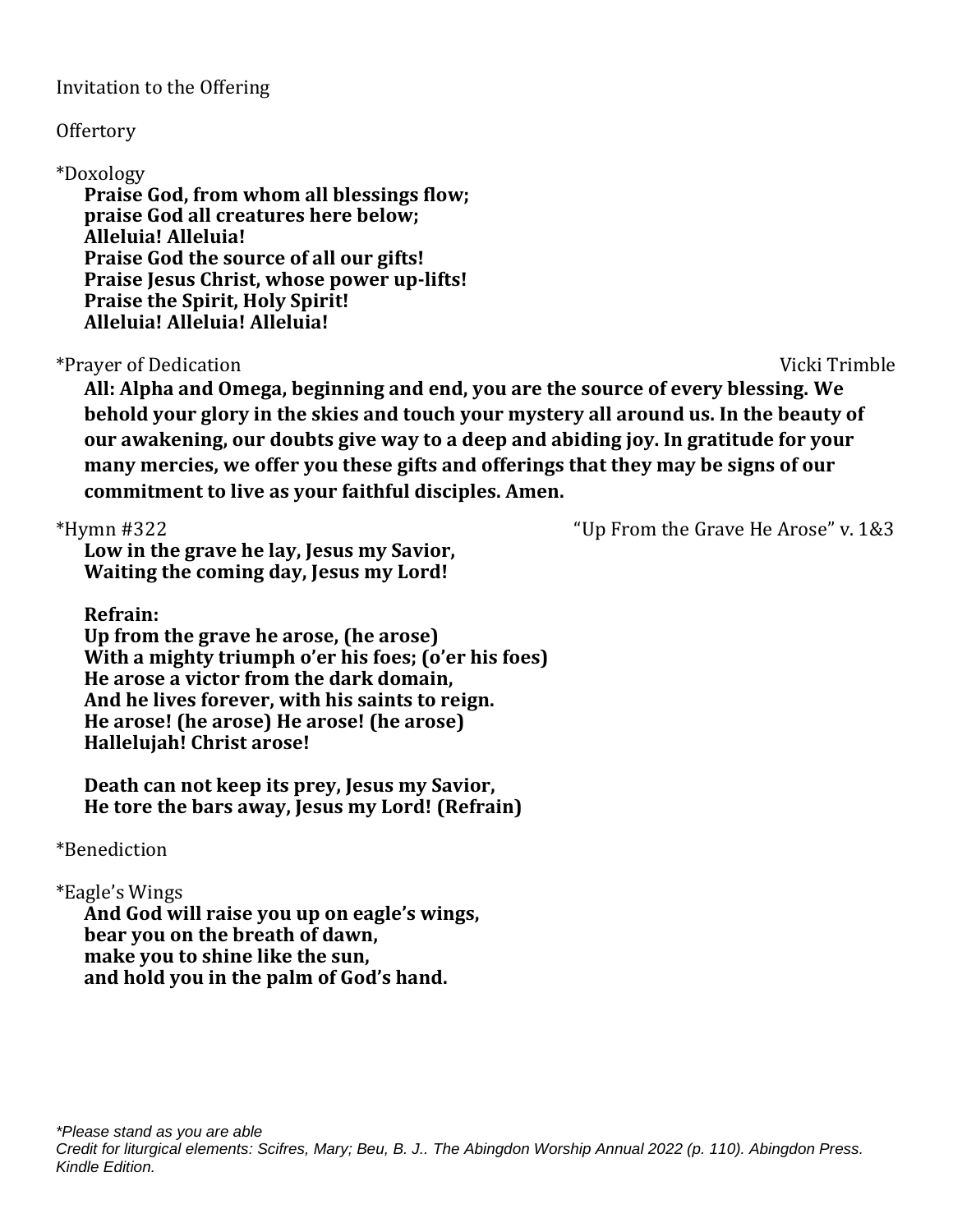Invitation to the Offering

Offertory

*Doxology

**Praise God, from whom all blessings flow;**
**praise God all creatures here below;**
**Alleluia! Alleluia!**
**Praise God the source of all our gifts!**
**Praise Jesus Christ, whose power up-lifts!**
**Praise the Spirit, Holy Spirit!**
**Alleluia! Alleluia! Alleluia!**

*Prayer of Dedication — Vicki Trimble

**All: Alpha and Omega, beginning and end, you are the source of every blessing. We behold your glory in the skies and touch your mystery all around us. In the beauty of our awakening, our doubts give way to a deep and abiding joy. In gratitude for your many mercies, we offer you these gifts and offerings that they may be signs of our commitment to live as your faithful disciples. Amen.**

*Hymn #322 — "Up From the Grave He Arose" v. 1&3

**Low in the grave he lay, Jesus my Savior,**
**Waiting the coming day, Jesus my Lord!**

**Refrain:**
**Up from the grave he arose, (he arose)**
**With a mighty triumph o'er his foes; (o'er his foes)**
**He arose a victor from the dark domain,**
**And he lives forever, with his saints to reign.**
**He arose! (he arose) He arose! (he arose)**
**Hallelujah! Christ arose!**

**Death can not keep its prey, Jesus my Savior,**
**He tore the bars away, Jesus my Lord! (Refrain)**

*Benediction

*Eagle's Wings

**And God will raise you up on eagle's wings,**
**bear you on the breath of dawn,**
**make you to shine like the sun,**
**and hold you in the palm of God's hand.**

*\*Please stand as you are able*
*Credit for liturgical elements: Scifres, Mary; Beu, B. J.. The Abingdon Worship Annual 2022 (p. 110). Abingdon Press. Kindle Edition.*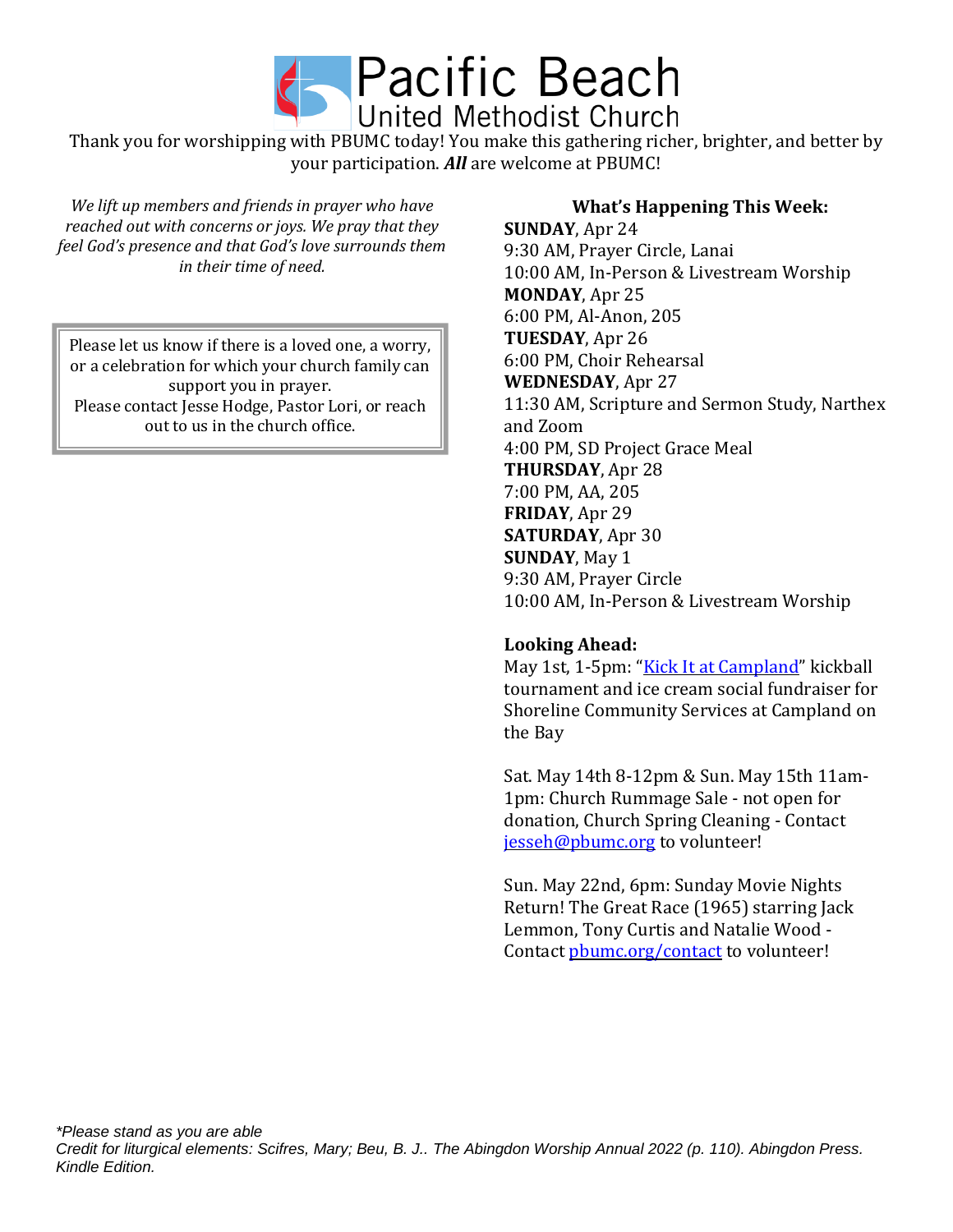# Pacific Beach
## United Methodist Church

Thank you for worshipping with PBUMC today! You make this gathering richer, brighter, and better by your participation. ***All*** are welcome at PBUMC!

*We lift up members and friends in prayer who have reached out with concerns or joys. We pray that they feel God's presence and that God's love surrounds them in their time of need.*

Please let us know if there is a loved one, a worry, or a celebration for which your church family can support you in prayer.
Please contact Jesse Hodge, Pastor Lori, or reach out to us in the church office.

### What's Happening This Week:

**SUNDAY**, Apr 24
9:30 AM, Prayer Circle, Lanai
10:00 AM, In-Person & Livestream Worship

**MONDAY**, Apr 25
6:00 PM, Al-Anon, 205

**TUESDAY**, Apr 26
6:00 PM, Choir Rehearsal

**WEDNESDAY**, Apr 27
11:30 AM, Scripture and Sermon Study, Narthex and Zoom
4:00 PM, SD Project Grace Meal

**THURSDAY**, Apr 28
7:00 PM, AA, 205

**FRIDAY**, Apr 29

**SATURDAY**, Apr 30

**SUNDAY**, May 1
9:30 AM, Prayer Circle
10:00 AM, In-Person & Livestream Worship

**Looking Ahead:**

May 1st, 1-5pm: "Kick It at Campland" kickball tournament and ice cream social fundraiser for Shoreline Community Services at Campland on the Bay

Sat. May 14th 8-12pm & Sun. May 15th 11am-1pm: Church Rummage Sale - not open for donation, Church Spring Cleaning - Contact jesseh@pbumc.org to volunteer!

Sun. May 22nd, 6pm: Sunday Movie Nights Return! The Great Race (1965) starring Jack Lemmon, Tony Curtis and Natalie Wood - Contact pbumc.org/contact to volunteer!

*\*Please stand as you are able*
*Credit for liturgical elements: Scifres, Mary; Beu, B. J.. The Abingdon Worship Annual 2022 (p. 110). Abingdon Press. Kindle Edition.*